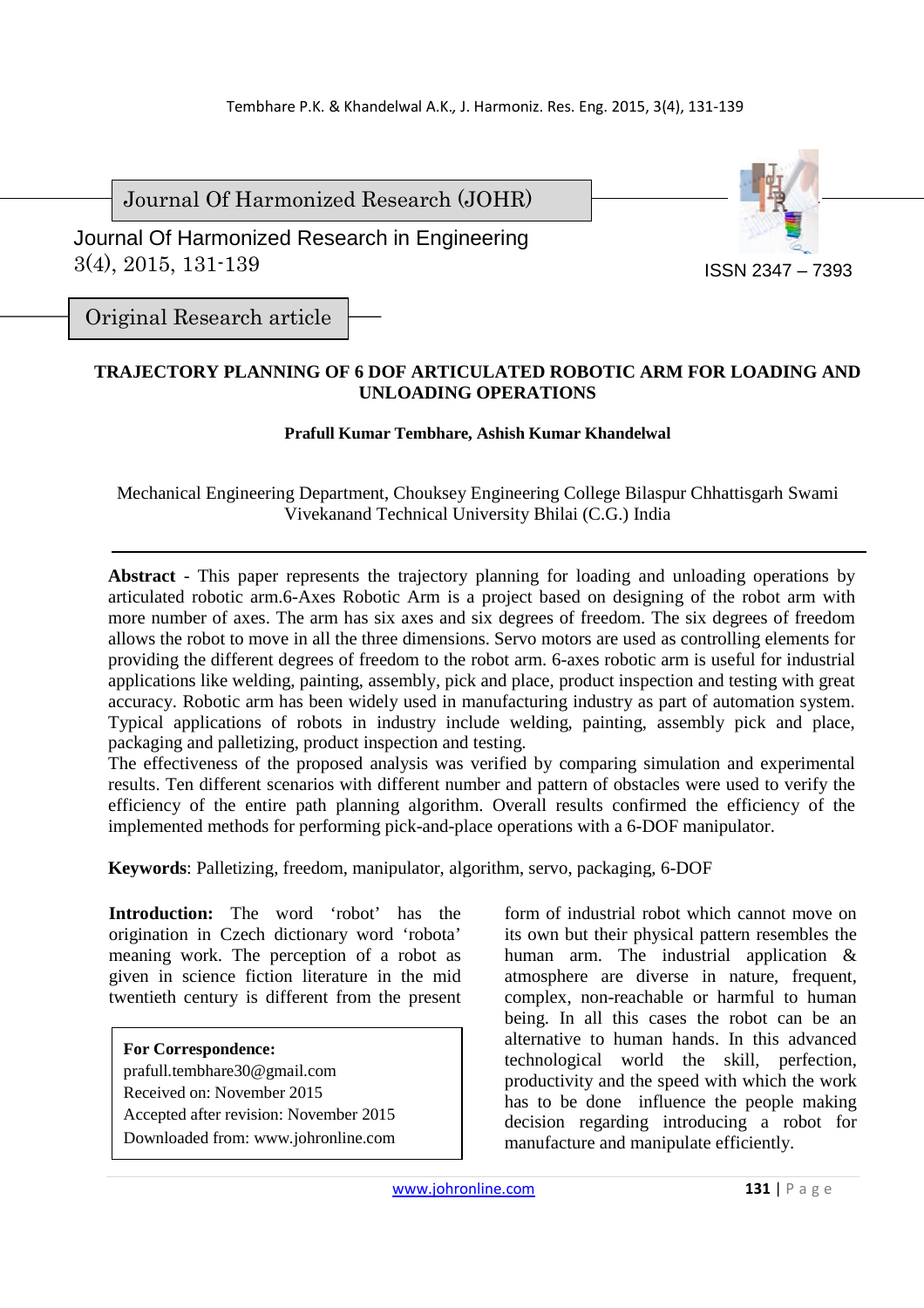Journal Of Harmonized Research (JOHR)

Journal Of Harmonized Research in Engineering
3(4), 2015, 131-139

ISSN 2347 – 7393

Original Research article

# TRAJECTORY PLANNING OF 6 DOF ARTICULATED ROBOTIC ARM FOR LOADING AND UNLOADING OPERATIONS

**Prafull Kumar Tembhare, Ashish Kumar Khandelwal**

Mechanical Engineering Department, Chouksey Engineering College Bilaspur Chhattisgarh Swami Vivekanand Technical University Bhilai (C.G.) India

---

**Abstract** - This paper represents the trajectory planning for loading and unloading operations by articulated robotic arm.6-Axes Robotic Arm is a project based on designing of the robot arm with more number of axes. The arm has six axes and six degrees of freedom. The six degrees of freedom allows the robot to move in all the three dimensions. Servo motors are used as controlling elements for providing the different degrees of freedom to the robot arm. 6-axes robotic arm is useful for industrial applications like welding, painting, assembly, pick and place, product inspection and testing with great accuracy. Robotic arm has been widely used in manufacturing industry as part of automation system. Typical applications of robots in industry include welding, painting, assembly pick and place, packaging and palletizing, product inspection and testing.

The effectiveness of the proposed analysis was verified by comparing simulation and experimental results. Ten different scenarios with different number and pattern of obstacles were used to verify the efficiency of the entire path planning algorithm. Overall results confirmed the efficiency of the implemented methods for performing pick-and-place operations with a 6-DOF manipulator.

**Keywords**: Palletizing, freedom, manipulator, algorithm, servo, packaging, 6-DOF

**Introduction:** The word 'robot' has the origination in Czech dictionary word 'robota' meaning work. The perception of a robot as given in science fiction literature in the mid twentieth century is different from the present form of industrial robot which cannot move on its own but their physical pattern resembles the human arm. The industrial application & atmosphere are diverse in nature, frequent, complex, non-reachable or harmful to human being. In all this cases the robot can be an alternative to human hands. In this advanced technological world the skill, perfection, productivity and the speed with which the work has to be done influence the people making decision regarding introducing a robot for manufacture and manipulate efficiently.

**For Correspondence:**
prafull.tembhare30@gmail.com
Received on: November 2015
Accepted after revision: November 2015
Downloaded from: www.johronline.com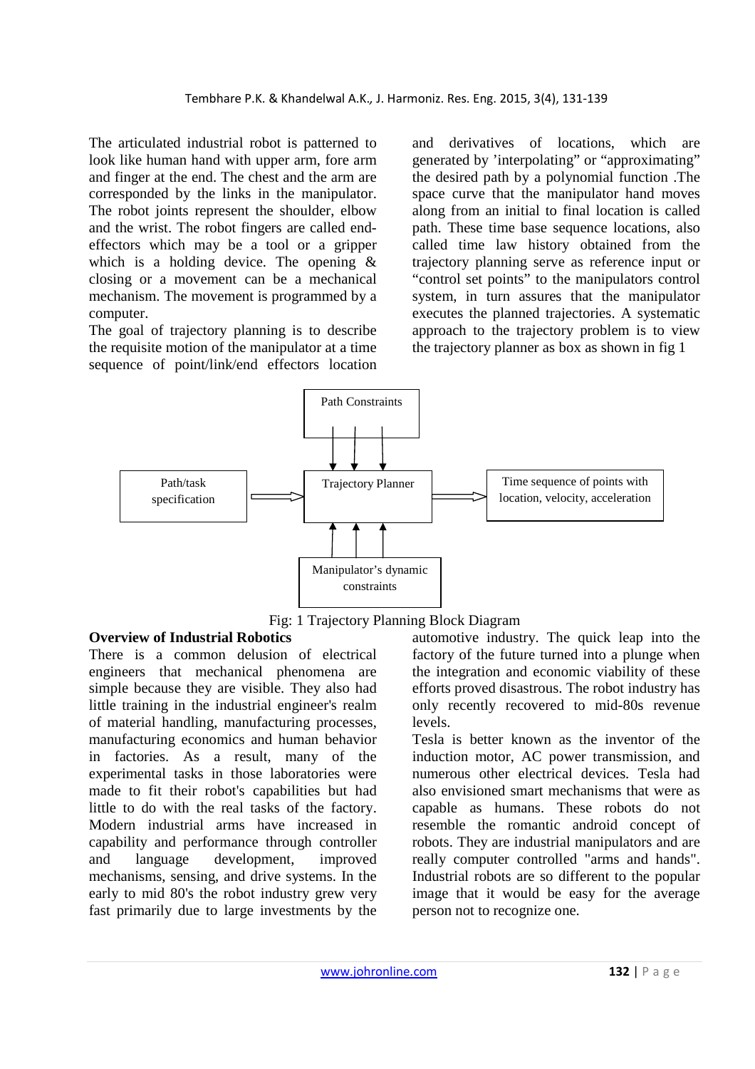The articulated industrial robot is patterned to look like human hand with upper arm, fore arm and finger at the end. The chest and the arm are corresponded by the links in the manipulator. The robot joints represent the shoulder, elbow and the wrist. The robot fingers are called end-effectors which may be a tool or a gripper which is a holding device. The opening & closing or a movement can be a mechanical mechanism. The movement is programmed by a computer.

The goal of trajectory planning is to describe the requisite motion of the manipulator at a time sequence of point/link/end effectors location and derivatives of locations, which are generated by 'interpolating" or "approximating" the desired path by a polynomial function .The space curve that the manipulator hand moves along from an initial to final location is called path. These time base sequence locations, also called time law history obtained from the trajectory planning serve as reference input or "control set points" to the manipulators control system, in turn assures that the manipulator executes the planned trajectories. A systematic approach to the trajectory problem is to view the trajectory planner as box as shown in fig 1

Path Constraints

Path/task specification

Trajectory Planner

Time sequence of points with location, velocity, acceleration

Manipulator's dynamic constraints

Fig: 1 Trajectory Planning Block Diagram

## Overview of Industrial Robotics

There is a common delusion of electrical engineers that mechanical phenomena are simple because they are visible. They also had little training in the industrial engineer's realm of material handling, manufacturing processes, manufacturing economics and human behavior in factories. As a result, many of the experimental tasks in those laboratories were made to fit their robot's capabilities but had little to do with the real tasks of the factory. Modern industrial arms have increased in capability and performance through controller and language development, improved mechanisms, sensing, and drive systems. In the early to mid 80's the robot industry grew very fast primarily due to large investments by the automotive industry. The quick leap into the factory of the future turned into a plunge when the integration and economic viability of these efforts proved disastrous. The robot industry has only recently recovered to mid-80s revenue levels.

Tesla is better known as the inventor of the induction motor, AC power transmission, and numerous other electrical devices. Tesla had also envisioned smart mechanisms that were as capable as humans. These robots do not resemble the romantic android concept of robots. They are industrial manipulators and are really computer controlled "arms and hands". Industrial robots are so different to the popular image that it would be easy for the average person not to recognize one.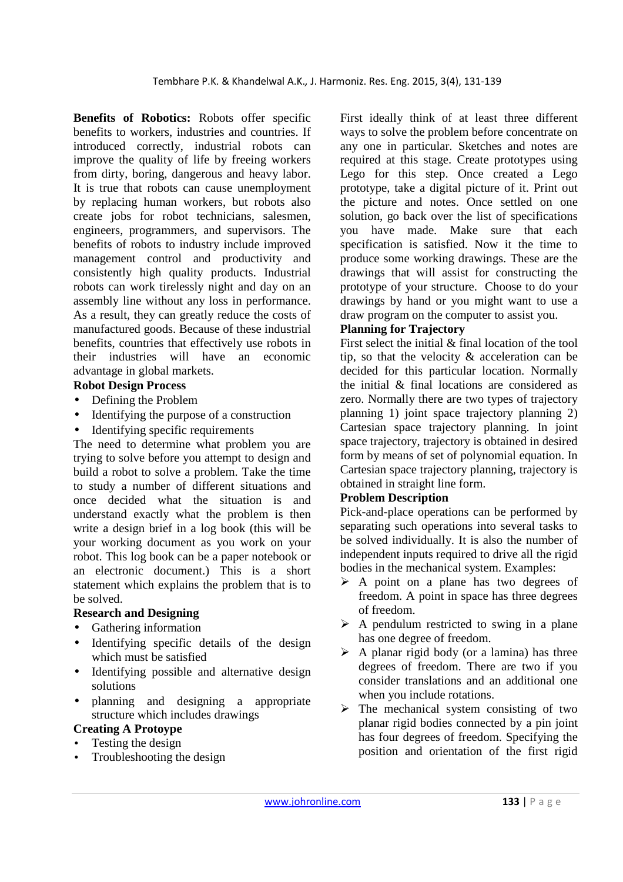**Benefits of Robotics:** Robots offer specific benefits to workers, industries and countries. If introduced correctly, industrial robots can improve the quality of life by freeing workers from dirty, boring, dangerous and heavy labor. It is true that robots can cause unemployment by replacing human workers, but robots also create jobs for robot technicians, salesmen, engineers, programmers, and supervisors. The benefits of robots to industry include improved management control and productivity and consistently high quality products. Industrial robots can work tirelessly night and day on an assembly line without any loss in performance. As a result, they can greatly reduce the costs of manufactured goods. Because of these industrial benefits, countries that effectively use robots in their industries will have an economic advantage in global markets.

**Robot Design Process**

- Defining the Problem
- Identifying the purpose of a construction
- Identifying specific requirements

The need to determine what problem you are trying to solve before you attempt to design and build a robot to solve a problem. Take the time to study a number of different situations and once decided what the situation is and understand exactly what the problem is then write a design brief in a log book (this will be your working document as you work on your robot. This log book can be a paper notebook or an electronic document.) This is a short statement which explains the problem that is to be solved.

**Research and Designing**

- Gathering information
- Identifying specific details of the design which must be satisfied
- Identifying possible and alternative design solutions
- planning and designing a appropriate structure which includes drawings

**Creating A Protoype**

- Testing the design
- Troubleshooting the design

First ideally think of at least three different ways to solve the problem before concentrate on any one in particular. Sketches and notes are required at this stage. Create prototypes using Lego for this step. Once created a Lego prototype, take a digital picture of it. Print out the picture and notes. Once settled on one solution, go back over the list of specifications you have made. Make sure that each specification is satisfied. Now it the time to produce some working drawings. These are the drawings that will assist for constructing the prototype of your structure. Choose to do your drawings by hand or you might want to use a draw program on the computer to assist you.

**Planning for Trajectory**

First select the initial & final location of the tool tip, so that the velocity & acceleration can be decided for this particular location. Normally the initial & final locations are considered as zero. Normally there are two types of trajectory planning 1) joint space trajectory planning 2) Cartesian space trajectory planning. In joint space trajectory, trajectory is obtained in desired form by means of set of polynomial equation. In Cartesian space trajectory planning, trajectory is obtained in straight line form.

**Problem Description**

Pick-and-place operations can be performed by separating such operations into several tasks to be solved individually. It is also the number of independent inputs required to drive all the rigid bodies in the mechanical system. Examples:

- A point on a plane has two degrees of freedom. A point in space has three degrees of freedom.
- A pendulum restricted to swing in a plane has one degree of freedom.
- A planar rigid body (or a lamina) has three degrees of freedom. There are two if you consider translations and an additional one when you include rotations.
- The mechanical system consisting of two planar rigid bodies connected by a pin joint has four degrees of freedom. Specifying the position and orientation of the first rigid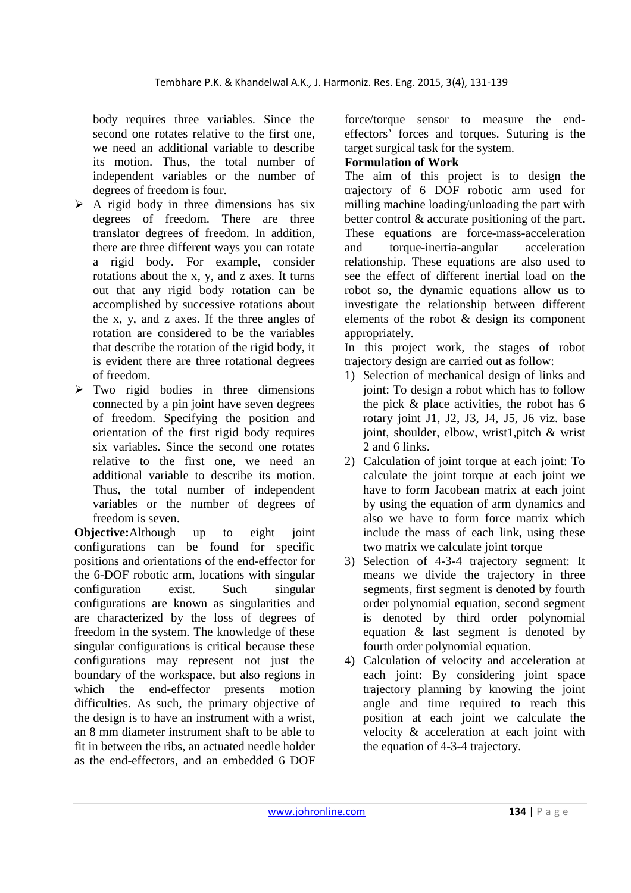body requires three variables. Since the second one rotates relative to the first one, we need an additional variable to describe its motion. Thus, the total number of independent variables or the number of degrees of freedom is four.

- A rigid body in three dimensions has six degrees of freedom. There are three translator degrees of freedom. In addition, there are three different ways you can rotate a rigid body. For example, consider rotations about the x, y, and z axes. It turns out that any rigid body rotation can be accomplished by successive rotations about the x, y, and z axes. If the three angles of rotation are considered to be the variables that describe the rotation of the rigid body, it is evident there are three rotational degrees of freedom.
- Two rigid bodies in three dimensions connected by a pin joint have seven degrees of freedom. Specifying the position and orientation of the first rigid body requires six variables. Since the second one rotates relative to the first one, we need an additional variable to describe its motion. Thus, the total number of independent variables or the number of degrees of freedom is seven.

**Objective:**Although up to eight joint configurations can be found for specific positions and orientations of the end-effector for the 6-DOF robotic arm, locations with singular configuration exist. Such singular configurations are known as singularities and are characterized by the loss of degrees of freedom in the system. The knowledge of these singular configurations is critical because these configurations may represent not just the boundary of the workspace, but also regions in which the end-effector presents motion difficulties. As such, the primary objective of the design is to have an instrument with a wrist, an 8 mm diameter instrument shaft to be able to fit in between the ribs, an actuated needle holder as the end-effectors, and an embedded 6 DOF force/torque sensor to measure the end-effectors' forces and torques. Suturing is the target surgical task for the system.

**Formulation of Work**

The aim of this project is to design the trajectory of 6 DOF robotic arm used for milling machine loading/unloading the part with better control & accurate positioning of the part. These equations are force-mass-acceleration and torque-inertia-angular acceleration relationship. These equations are also used to see the effect of different inertial load on the robot so, the dynamic equations allow us to investigate the relationship between different elements of the robot & design its component appropriately.

In this project work, the stages of robot trajectory design are carried out as follow:

1) Selection of mechanical design of links and joint: To design a robot which has to follow the pick & place activities, the robot has 6 rotary joint J1, J2, J3, J4, J5, J6 viz. base joint, shoulder, elbow, wrist1,pitch & wrist 2 and 6 links.
2) Calculation of joint torque at each joint: To calculate the joint torque at each joint we have to form Jacobean matrix at each joint by using the equation of arm dynamics and also we have to form force matrix which include the mass of each link, using these two matrix we calculate joint torque
3) Selection of 4-3-4 trajectory segment: It means we divide the trajectory in three segments, first segment is denoted by fourth order polynomial equation, second segment is denoted by third order polynomial equation & last segment is denoted by fourth order polynomial equation.
4) Calculation of velocity and acceleration at each joint: By considering joint space trajectory planning by knowing the joint angle and time required to reach this position at each joint we calculate the velocity & acceleration at each joint with the equation of 4-3-4 trajectory.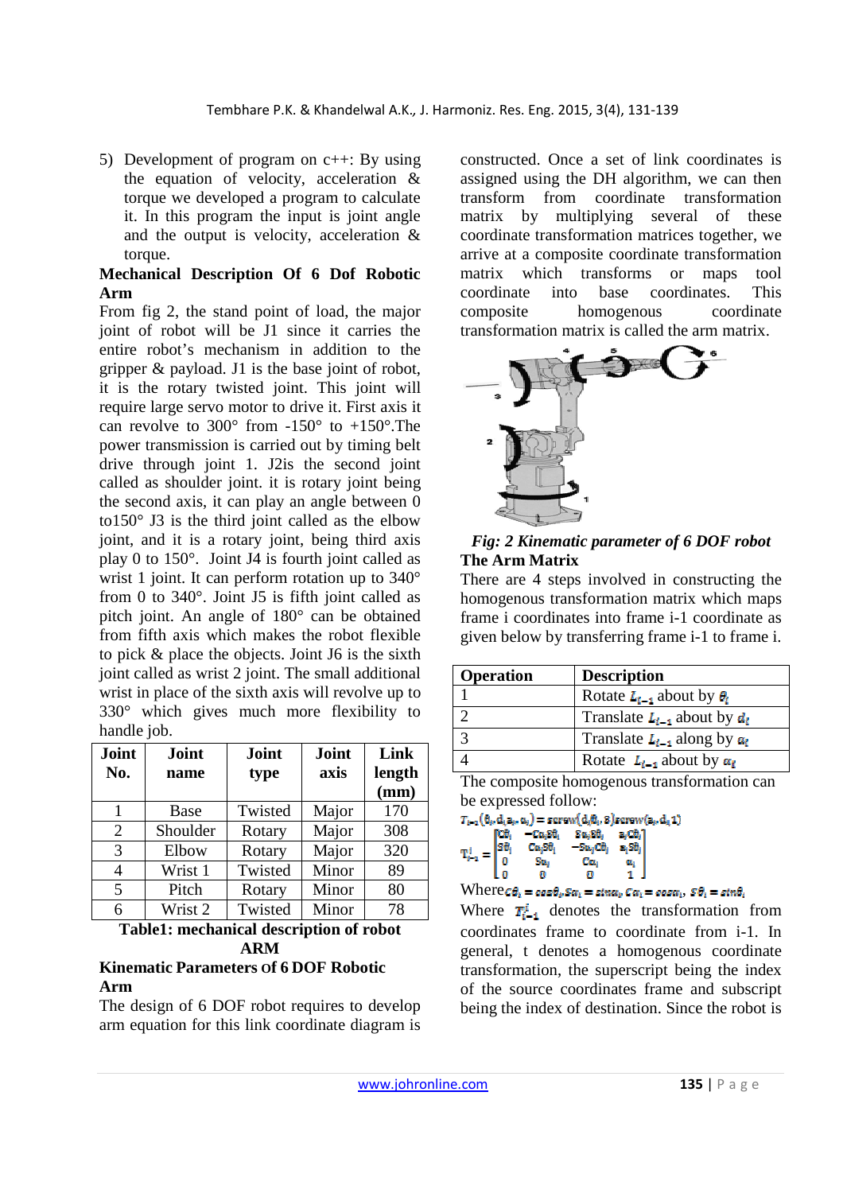5) Development of program on c++: By using the equation of velocity, acceleration & torque we developed a program to calculate it. In this program the input is joint angle and the output is velocity, acceleration & torque.

### Mechanical Description Of 6 Dof Robotic Arm

From fig 2, the stand point of load, the major joint of robot will be J1 since it carries the entire robot's mechanism in addition to the gripper & payload. J1 is the base joint of robot, it is the rotary twisted joint. This joint will require large servo motor to drive it. First axis it can revolve to 300° from -150° to +150°.The power transmission is carried out by timing belt drive through joint 1. J2is the second joint called as shoulder joint. it is rotary joint being the second axis, it can play an angle between 0 to150° J3 is the third joint called as the elbow joint, and it is a rotary joint, being third axis play 0 to 150°. Joint J4 is fourth joint called as wrist 1 joint. It can perform rotation up to 340° from 0 to 340°. Joint J5 is fifth joint called as pitch joint. An angle of 180° can be obtained from fifth axis which makes the robot flexible to pick & place the objects. Joint J6 is the sixth joint called as wrist 2 joint. The small additional wrist in place of the sixth axis will revolve up to 330° which gives much more flexibility to handle job.

| Joint No. | Joint name | Joint type | Joint axis | Link length (mm) |
|---|---|---|---|---|
| 1 | Base | Twisted | Major | 170 |
| 2 | Shoulder | Rotary | Major | 308 |
| 3 | Elbow | Rotary | Major | 320 |
| 4 | Wrist 1 | Twisted | Minor | 89 |
| 5 | Pitch | Rotary | Minor | 80 |
| 6 | Wrist 2 | Twisted | Minor | 78 |

**Table1: mechanical description of robot ARM**

### Kinematic Parameters of 6 DOF Robotic Arm

The design of 6 DOF robot requires to develop arm equation for this link coordinate diagram is constructed. Once a set of link coordinates is assigned using the DH algorithm, we can then transform from coordinate transformation matrix by multiplying several of these coordinate transformation matrices together, we arrive at a composite coordinate transformation matrix which transforms or maps tool coordinate into base coordinates. This composite homogenous coordinate transformation matrix is called the arm matrix.

*Fig: 2 Kinematic parameter of 6 DOF robot*

### The Arm Matrix

There are 4 steps involved in constructing the homogenous transformation matrix which maps frame i coordinates into frame i-1 coordinate as given below by transferring frame i-1 to frame i.

| Operation | Description |
|---|---|
| 1 | Rotate $L_{i-1}$ about by $\theta_i$ |
| 2 | Translate $L_{i-1}$ about by $d_i$ |
| 3 | Translate $L_{i-1}$ along by $a_i$ |
| 4 | Rotate $L_{i-1}$ about by $\alpha_i$ |

The composite homogenous transformation can be expressed follow:

$$T_{i-1}(\theta_i, d_i, a_i, \alpha_i) = screw(d_i, \theta_i, 3)\, screw(a_i, d_i, 1)$$

$$T_{i-1}^{i} = \begin{bmatrix} C\theta_i & -C\alpha_i S\theta_i & S\alpha_i S\theta_i & a_i C\theta_i \\ S\theta_i & C\alpha_i S\theta_i & -S\alpha_i C\theta_i & a_i S\theta_i \\ 0 & S\alpha_i & C\alpha_i & d_i \\ 0 & 0 & 0 & 1 \end{bmatrix}$$

Where $C\theta_i = \cos\theta_i, S\alpha_i = \sin\alpha_i, C\alpha_i = \cos\alpha_i, S\theta_i = \sin\theta_i$

Where $T_{i-1}^{i}$ denotes the transformation from coordinates frame to coordinate from i-1. In general, t denotes a homogenous coordinate transformation, the superscript being the index of the source coordinates frame and subscript being the index of destination. Since the robot is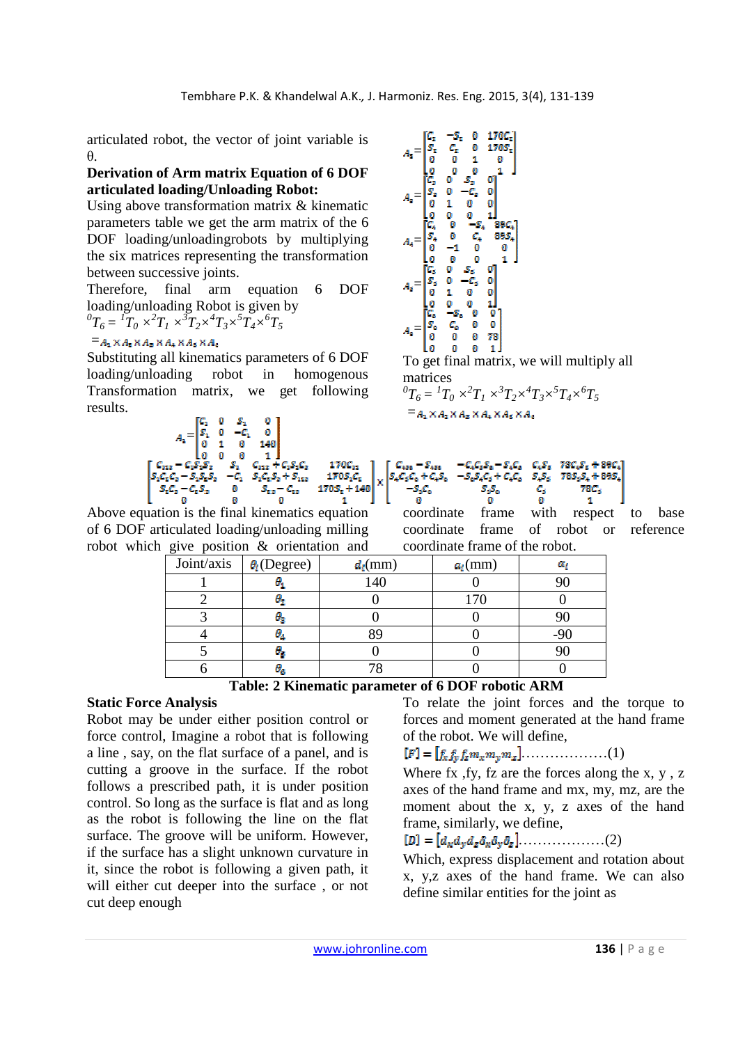articulated robot, the vector of joint variable is θ.

**Derivation of Arm matrix Equation of 6 DOF articulated loading/Unloading Robot:**

Using above transformation matrix & kinematic parameters table we get the arm matrix of the 6 DOF loading/unloadingrobots by multiplying the six matrices representing the transformation between successive joints.

Therefore, final arm equation 6 DOF loading/unloading Robot is given by

$$^{0}T_6 = {}^{1}T_0 \times {}^{2}T_1 \times {}^{3}T_2 \times {}^{4}T_3 \times {}^{5}T_4 \times {}^{6}T_5$$

$$= A_1 \times A_2 \times A_3 \times A_4 \times A_5 \times A_6$$

Substituting all kinematics parameters of 6 DOF loading/unloading robot in homogenous Transformation matrix, we get following results.

$$A_1 = \begin{bmatrix} C_1 & 0 & S_1 & 0 \\ S_1 & 0 & -C_1 & 0 \\ 0 & 1 & 0 & 140 \\ 0 & 0 & 0 & 1 \end{bmatrix}$$

$$A_2 = \begin{bmatrix} C_2 & -S_2 & 0 & 170C_2 \\ S_2 & C_2 & 0 & 170S_2 \\ 0 & 0 & 1 & 0 \\ 0 & 0 & 0 & 1 \end{bmatrix}$$

$$A_3 = \begin{bmatrix} C_3 & 0 & S_3 & 0 \\ S_3 & 0 & -C_3 & 0 \\ 0 & 1 & 0 & 0 \\ 0 & 0 & 0 & 1 \end{bmatrix}$$

$$A_4 = \begin{bmatrix} C_4 & 0 & -S_4 & 89C_4 \\ S_4 & 0 & C_4 & 89S_4 \\ 0 & -1 & 0 & 0 \\ 0 & 0 & 0 & 1 \end{bmatrix}$$

$$A_5 = \begin{bmatrix} C_5 & 0 & S_5 & 0 \\ S_5 & 0 & -C_5 & 0 \\ 0 & 1 & 0 & 0 \\ 0 & 0 & 0 & 1 \end{bmatrix}$$

$$A_6 = \begin{bmatrix} C_6 & -S_6 & 0 & 0 \\ S_6 & C_6 & 0 & 0 \\ 0 & 0 & 0 & 78 \\ 0 & 0 & 0 & 1 \end{bmatrix}$$

To get final matrix, we will multiply all matrices

$$^{0}T_6 = {}^{1}T_0 \times {}^{2}T_1 \times {}^{3}T_2 \times {}^{4}T_3 \times {}^{5}T_4 \times {}^{6}T_5$$

$$= A_1 \times A_2 \times A_3 \times A_4 \times A_5 \times A_6$$

$$\begin{bmatrix} C_{123} - C_1S_2S_3 & S_1 & C_{123} + C_1S_2C_3 & 170C_{12} \\ S_1C_2C_3 - S_1S_2S_3 & -C_1 & S_1C_2S_3 + S_{123} & 170S_1C_2 \\ S_2C_3 - C_2S_3 & 0 & S_{23} - C_{23} & 170S_2 + 140 \\ 0 & 0 & 0 & 1 \end{bmatrix} \times \begin{bmatrix} C_{456} - S_{456} & -C_4C_5S_6 - S_4C_6 & C_4S_5 & 78C_4S_5 + 89C_4 \\ S_4C_5C_6 + C_4S_6 & -S_4S_5C_6 + C_4C_6 & S_4S_5 & 78S_4S_5 + 89S_4 \\ -S_5C_6 & S_5S_6 & C_5 & 78C_5 \\ 0 & 0 & 0 & 1 \end{bmatrix}$$

Above equation is the final kinematics equation of 6 DOF articulated loading/unloading milling robot which give position & orientation and coordinate frame with respect to base coordinate frame of robot or reference coordinate frame of the robot.

| Joint/axis | $\theta_i$(Degree) | $d_i$(mm) | $a_i$(mm) | $\alpha_i$ |
|---|---|---|---|---|
| 1 | $\theta_1$ | 140 | 0 | 90 |
| 2 | $\theta_2$ | 0 | 170 | 0 |
| 3 | $\theta_3$ | 0 | 0 | 90 |
| 4 | $\theta_4$ | 89 | 0 | -90 |
| 5 | $\theta_5$ | 0 | 0 | 90 |
| 6 | $\theta_6$ | 78 | 0 | 0 |

**Table: 2 Kinematic parameter of 6 DOF robotic ARM**

**Static Force Analysis**

Robot may be under either position control or force control, Imagine a robot that is following a line , say, on the flat surface of a panel, and is cutting a groove in the surface. If the robot follows a prescribed path, it is under position control. So long as the surface is flat and as long as the robot is following the line on the flat surface. The groove will be uniform. However, if the surface has a slight unknown curvature in it, since the robot is following a given path, it will either cut deeper into the surface , or not cut deep enough

To relate the joint forces and the torque to forces and moment generated at the hand frame of the robot. We will define,

$$[F] = [f_x f_y f_z m_x m_y m_z] \quad \ldots\ldots\ldots\ldots\ldots\ldots(1)$$

Where fx ,fy, fz are the forces along the x, y , z axes of the hand frame and mx, my, mz, are the moment about the x, y, z axes of the hand frame, similarly, we define,

$$[D] = [d_x d_y d_z \delta_x \delta_y \delta_z] \quad \ldots\ldots\ldots\ldots\ldots\ldots(2)$$

Which, express displacement and rotation about x, y,z axes of the hand frame. We can also define similar entities for the joint as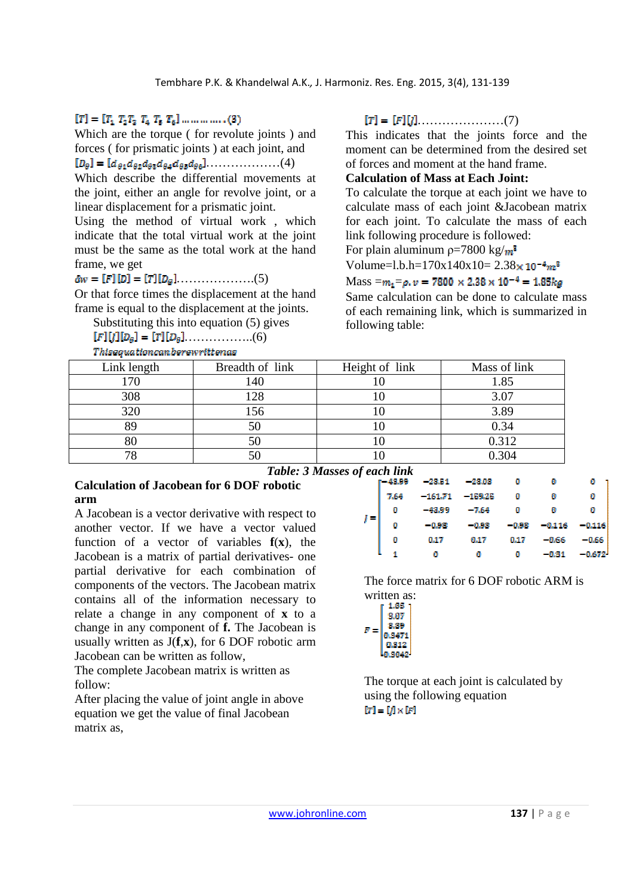$[T] = [T_1\ T_2 T_3\ T_4\ T_5\ T_6]$ ………….(3)

Which are the torque ( for revolute joints ) and forces ( for prismatic joints ) at each joint, and

$[D_\theta] = [d_{\theta 1} d_{\theta 2} d_{\theta 3} d_{\theta 4} d_{\theta 5} d_{\theta 6}]$………………(4)

Which describe the differential movements at the joint, either an angle for revolve joint, or a linear displacement for a prismatic joint.

Using the method of virtual work , which indicate that the total virtual work at the joint must be the same as the total work at the hand frame, we get

$\delta w = [F][D] = [T][D_\theta]$……………….(5)

Or that force times the displacement at the hand frame is equal to the displacement at the joints.

Substituting this into equation (5) gives

$[F][J][D_\theta] = [T][D_\theta]$……………..(6)

*This equation can be rewritten as*

$[T] = [F][J]$…………………(7)

This indicates that the joints force and the moment can be determined from the desired set of forces and moment at the hand frame.

**Calculation of Mass at Each Joint:**

To calculate the torque at each joint we have to calculate mass of each joint &Jacobean matrix for each joint. To calculate the mass of each link following procedure is followed:

For plain aluminum ρ=7800 kg/$m^3$

Volume=l.b.h=170x140x10= 2.38$\times 10^{-4} m^3$

Mass $= m_1 = \rho.v = 7800 \times 2.38 \times 10^{-4} = 1.85 kg$

Same calculation can be done to calculate mass of each remaining link, which is summarized in following table:

| Link length | Breadth of link | Height of link | Mass of link |
|---|---|---|---|
| 170 | 140 | 10 | 1.85 |
| 308 | 128 | 10 | 3.07 |
| 320 | 156 | 10 | 3.89 |
| 89 | 50 | 10 | 0.34 |
| 80 | 50 | 10 | 0.312 |
| 78 | 50 | 10 | 0.304 |

***Table: 3 Masses of each link***

**Calculation of Jacobean for 6 DOF robotic arm**

A Jacobean is a vector derivative with respect to another vector. If we have a vector valued function of a vector of variables **f**(**x**), the Jacobean is a matrix of partial derivatives- one partial derivative for each combination of components of the vectors. The Jacobean matrix contains all of the information necessary to relate a change in any component of **x** to a change in any component of **f.** The Jacobean is usually written as J(**f**,**x**), for 6 DOF robotic arm Jacobean can be written as follow,

The complete Jacobean matrix is written as follow:

After placing the value of joint angle in above equation we get the value of final Jacobean matrix as,

$$J = \begin{bmatrix} -48.99 & -28.81 & -28.08 & 0 & 0 & 0 \\ 7.64 & -161.71 & -169.26 & 0 & 0 & 0 \\ 0 & -48.99 & -7.64 & 0 & 0 & 0 \\ 0 & -0.98 & -0.98 & -0.98 & -0.116 & -0.116 \\ 0 & 0.17 & 0.17 & 0.17 & -0.66 & -0.66 \\ 1 & 0 & 0 & 0 & -0.31 & -0.672 \end{bmatrix}$$

The force matrix for 6 DOF robotic ARM is written as:

$$F = \begin{bmatrix} 1.85 \\ 3.07 \\ 3.89 \\ 0.3471 \\ 0.312 \\ 0.3042 \end{bmatrix}$$

The torque at each joint is calculated by using the following equation

$[T] = [J] \times [F]$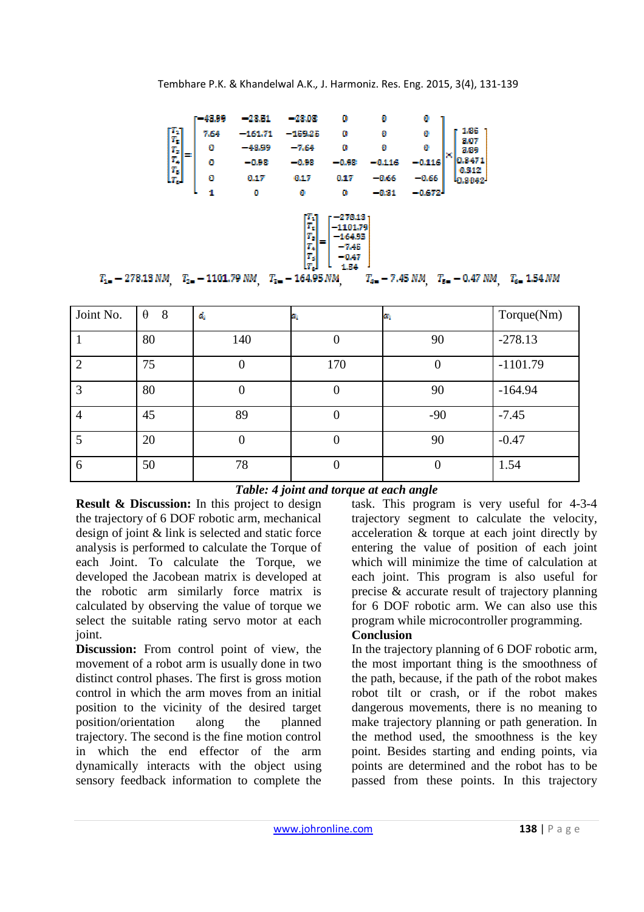$$
\begin{bmatrix} T_1 \\ T_2 \\ T_3 \\ T_4 \\ T_5 \\ T_6 \end{bmatrix} = \begin{bmatrix} -48.89 & -23.81 & -23.08 & 0 & 0 & 0 \\ 7.64 & -161.71 & -169.26 & 0 & 0 & 0 \\ 0 & -48.89 & -7.64 & 0 & 0 & 0 \\ 0 & -0.98 & -0.98 & -0.98 & -0.116 & -0.116 \\ 0 & 0.17 & 0.17 & 0.17 & -0.66 & -0.66 \\ 1 & 0 & 0 & 0 & -0.81 & -0.672 \end{bmatrix} \times \begin{bmatrix} 1.86 \\ 8.07 \\ 3.89 \\ 0.8471 \\ 0.312 \\ 0.3042 \end{bmatrix}
$$

$$
\begin{bmatrix} T_1 \\ T_2 \\ T_3 \\ T_4 \\ T_5 \\ T_6 \end{bmatrix} = \begin{bmatrix} -278.13 \\ -1101.79 \\ -164.95 \\ -7.45 \\ -0.47 \\ 1.54 \end{bmatrix}
$$

$T_1 = -278.13\ NM$, $T_2 = -1101.79\ NM$, $T_3 = -164.95\ NM$, $T_4 = -7.45\ NM$, $T_5 = -0.47\ NM$, $T_6 = 1.54\ NM$

| Joint No. | θ 8 | $d_i$ | $a_i$ | $\alpha_i$ | Torque(Nm) |
|---|---|---|---|---|---|
| 1 | 80 | 140 | 0 | 90 | -278.13 |
| 2 | 75 | 0 | 170 | 0 | -1101.79 |
| 3 | 80 | 0 | 0 | 90 | -164.94 |
| 4 | 45 | 89 | 0 | -90 | -7.45 |
| 5 | 20 | 0 | 0 | 90 | -0.47 |
| 6 | 50 | 78 | 0 | 0 | 1.54 |

*Table: 4 joint and torque at each angle*

**Result & Discussion:** In this project to design the trajectory of 6 DOF robotic arm, mechanical design of joint & link is selected and static force analysis is performed to calculate the Torque of each Joint. To calculate the Torque, we developed the Jacobean matrix is developed at the robotic arm similarly force matrix is calculated by observing the value of torque we select the suitable rating servo motor at each joint.

**Discussion:** From control point of view, the movement of a robot arm is usually done in two distinct control phases. The first is gross motion control in which the arm moves from an initial position to the vicinity of the desired target position/orientation along the planned trajectory. The second is the fine motion control in which the end effector of the arm dynamically interacts with the object using sensory feedback information to complete the task. This program is very useful for 4-3-4 trajectory segment to calculate the velocity, acceleration & torque at each joint directly by entering the value of position of each joint which will minimize the time of calculation at each joint. This program is also useful for precise & accurate result of trajectory planning for 6 DOF robotic arm. We can also use this program while microcontroller programming.

## Conclusion

In the trajectory planning of 6 DOF robotic arm, the most important thing is the smoothness of the path, because, if the path of the robot makes robot tilt or crash, or if the robot makes dangerous movements, there is no meaning to make trajectory planning or path generation. In the method used, the smoothness is the key point. Besides starting and ending points, via points are determined and the robot has to be passed from these points. In this trajectory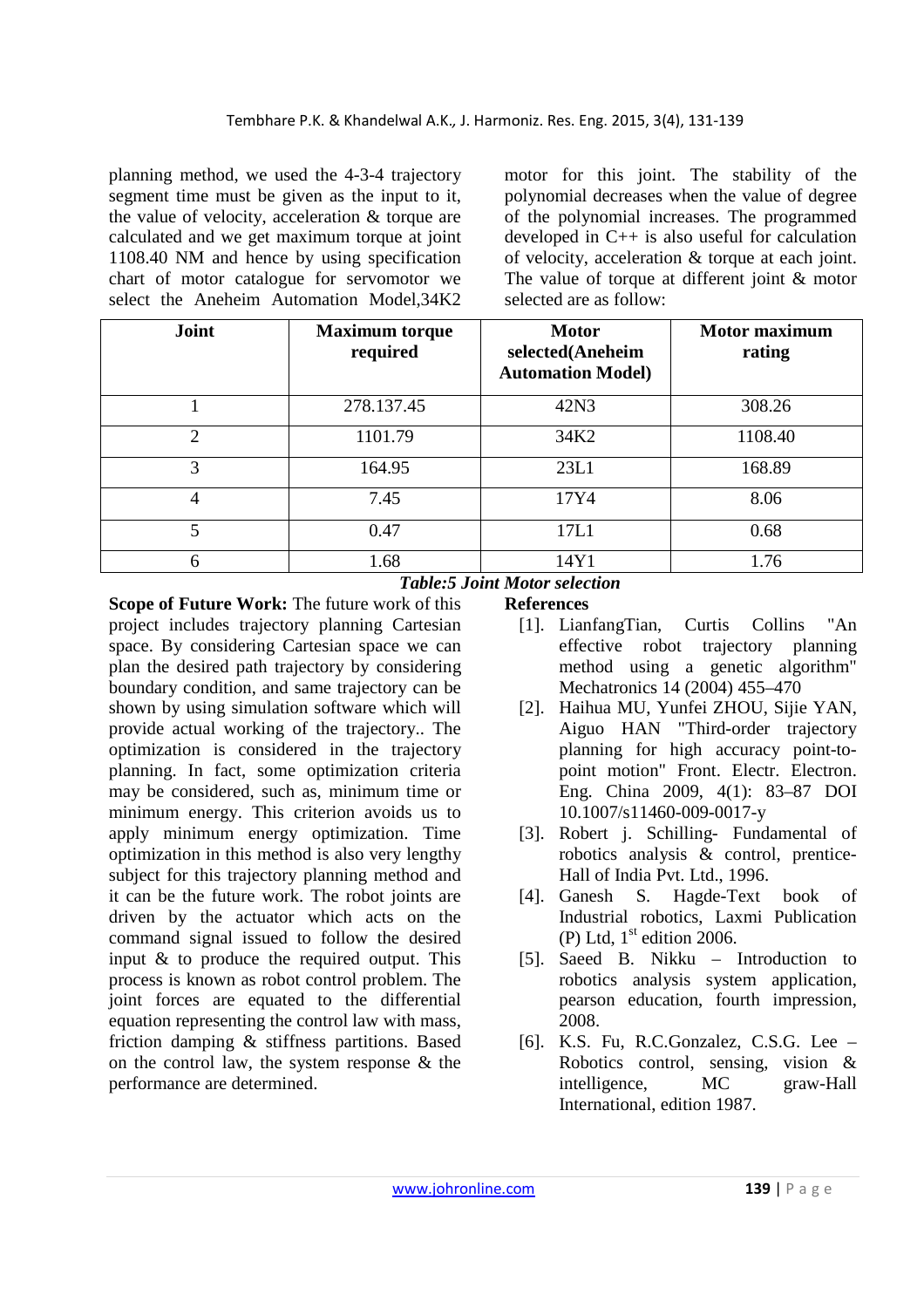planning method, we used the 4-3-4 trajectory segment time must be given as the input to it, the value of velocity, acceleration & torque are calculated and we get maximum torque at joint 1108.40 NM and hence by using specification chart of motor catalogue for servomotor we select the Aneheim Automation Model,34K2 motor for this joint. The stability of the polynomial decreases when the value of degree of the polynomial increases. The programmed developed in C++ is also useful for calculation of velocity, acceleration & torque at each joint. The value of torque at different joint & motor selected are as follow:

| Joint | Maximum torque required | Motor selected(Aneheim Automation Model) | Motor maximum rating |
|---|---|---|---|
| 1 | 278.137.45 | 42N3 | 308.26 |
| 2 | 1101.79 | 34K2 | 1108.40 |
| 3 | 164.95 | 23L1 | 168.89 |
| 4 | 7.45 | 17Y4 | 8.06 |
| 5 | 0.47 | 17L1 | 0.68 |
| 6 | 1.68 | 14Y1 | 1.76 |

***Table:5 Joint Motor selection***

**Scope of Future Work:** The future work of this project includes trajectory planning Cartesian space. By considering Cartesian space we can plan the desired path trajectory by considering boundary condition, and same trajectory can be shown by using simulation software which will provide actual working of the trajectory.. The optimization is considered in the trajectory planning. In fact, some optimization criteria may be considered, such as, minimum time or minimum energy. This criterion avoids us to apply minimum energy optimization. Time optimization in this method is also very lengthy subject for this trajectory planning method and it can be the future work. The robot joints are driven by the actuator which acts on the command signal issued to follow the desired input & to produce the required output. This process is known as robot control problem. The joint forces are equated to the differential equation representing the control law with mass, friction damping & stiffness partitions. Based on the control law, the system response & the performance are determined.

**References**

[1]. LianfangTian, Curtis Collins "An effective robot trajectory planning method using a genetic algorithm" Mechatronics 14 (2004) 455–470

[2]. Haihua MU, Yunfei ZHOU, Sijie YAN, Aiguo HAN "Third-order trajectory planning for high accuracy point-to-point motion" Front. Electr. Electron. Eng. China 2009, 4(1): 83–87 DOI 10.1007/s11460-009-0017-y

[3]. Robert j. Schilling- Fundamental of robotics analysis & control, prentice-Hall of India Pvt. Ltd., 1996.

[4]. Ganesh S. Hagde-Text book of Industrial robotics, Laxmi Publication (P) Ltd, 1st edition 2006.

[5]. Saeed B. Nikku – Introduction to robotics analysis system application, pearson education, fourth impression, 2008.

[6]. K.S. Fu, R.C.Gonzalez, C.S.G. Lee – Robotics control, sensing, vision & intelligence, MC graw-Hall International, edition 1987.